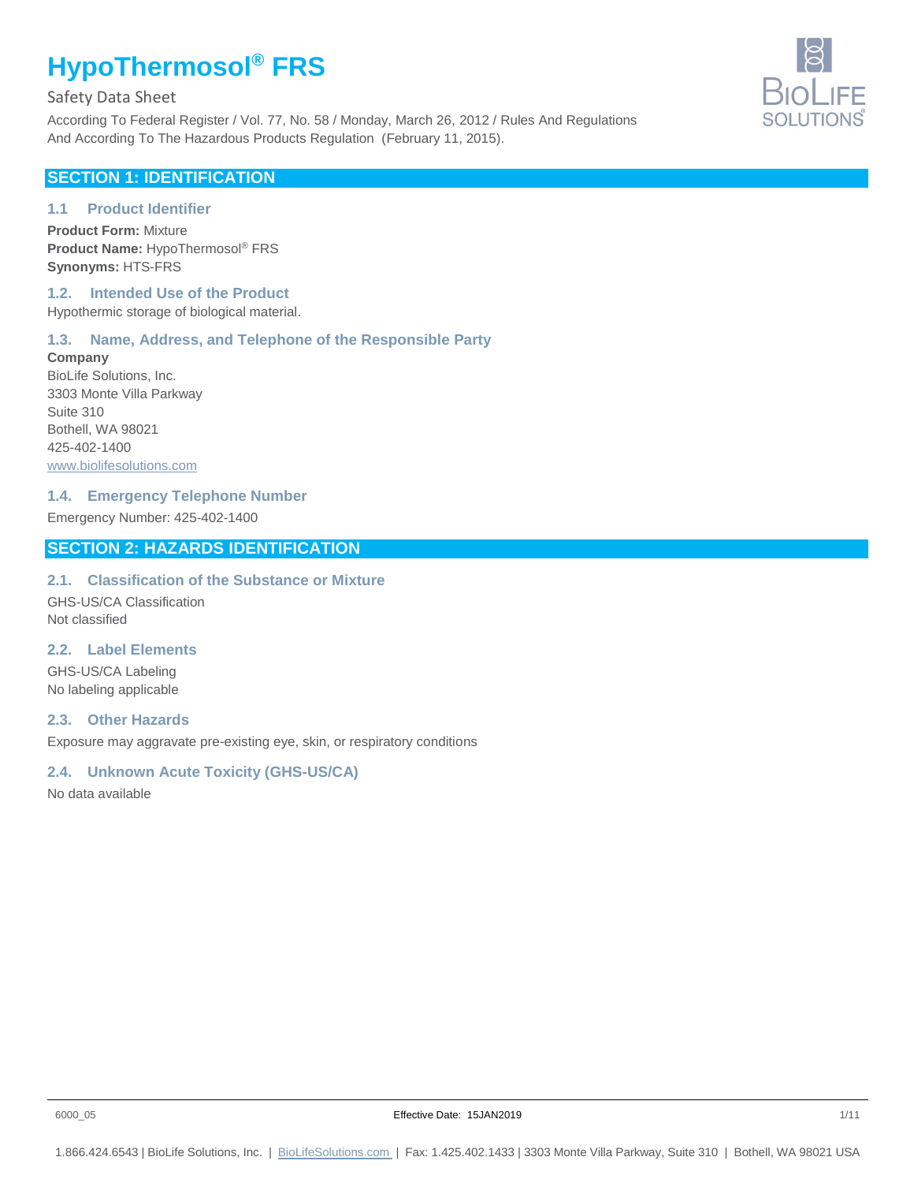# HypoThermosol® FRS

Safety Data Sheet

According To Federal Register / Vol. 77, No. 58 / Monday, March 26, 2012 / Rules And Regulations
And According To The Hazardous Products Regulation (February 11, 2015).

## SECTION 1: IDENTIFICATION

### 1.1 Product Identifier

**Product Form:** Mixture
**Product Name:** HypoThermosol® FRS
**Synonyms:** HTS-FRS

### 1.2. Intended Use of the Product

Hypothermic storage of biological material.

### 1.3. Name, Address, and Telephone of the Responsible Party

**Company**
BioLife Solutions, Inc.
3303 Monte Villa Parkway
Suite 310
Bothell, WA 98021
425-402-1400
www.biolifesolutions.com

### 1.4. Emergency Telephone Number

Emergency Number: 425-402-1400

## SECTION 2: HAZARDS IDENTIFICATION

### 2.1. Classification of the Substance or Mixture

GHS-US/CA Classification
Not classified

### 2.2. Label Elements

GHS-US/CA Labeling
No labeling applicable

### 2.3. Other Hazards

Exposure may aggravate pre-existing eye, skin, or respiratory conditions

### 2.4. Unknown Acute Toxicity (GHS-US/CA)

No data available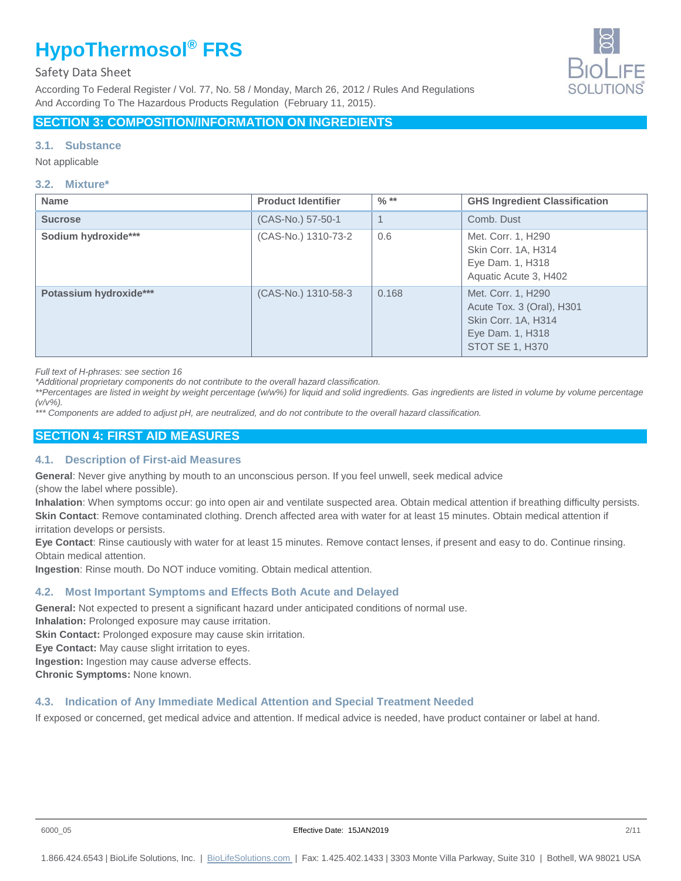## SECTION 3: COMPOSITION/INFORMATION ON INGREDIENTS

### 3.1. Substance

Not applicable

### 3.2. Mixture*

| Name | Product Identifier | % ** | GHS Ingredient Classification |
|---|---|---|---|
| **Sucrose** | (CAS-No.) 57-50-1 | 1 | Comb. Dust |
| **Sodium hydroxide*** ** | (CAS-No.) 1310-73-2 | 0.6 | Met. Corr. 1, H290<br>Skin Corr. 1A, H314<br>Eye Dam. 1, H318<br>Aquatic Acute 3, H402 |
| **Potassium hydroxide*** ** | (CAS-No.) 1310-58-3 | 0.168 | Met. Corr. 1, H290<br>Acute Tox. 3 (Oral), H301<br>Skin Corr. 1A, H314<br>Eye Dam. 1, H318<br>STOT SE 1, H370 |

*Full text of H-phrases: see section 16*

*\*Additional proprietary components do not contribute to the overall hazard classification.*

*\*\*Percentages are listed in weight by weight percentage (w/w%) for liquid and solid ingredients. Gas ingredients are listed in volume by volume percentage (v/v%).*

*\*\*\* Components are added to adjust pH, are neutralized, and do not contribute to the overall hazard classification.*

## SECTION 4: FIRST AID MEASURES

### 4.1. Description of First-aid Measures

**General**: Never give anything by mouth to an unconscious person. If you feel unwell, seek medical advice (show the label where possible).

**Inhalation**: When symptoms occur: go into open air and ventilate suspected area. Obtain medical attention if breathing difficulty persists.

**Skin Contact**: Remove contaminated clothing. Drench affected area with water for at least 15 minutes. Obtain medical attention if irritation develops or persists.

**Eye Contact**: Rinse cautiously with water for at least 15 minutes. Remove contact lenses, if present and easy to do. Continue rinsing. Obtain medical attention.

**Ingestion**: Rinse mouth. Do NOT induce vomiting. Obtain medical attention.

### 4.2. Most Important Symptoms and Effects Both Acute and Delayed

**General:** Not expected to present a significant hazard under anticipated conditions of normal use.

**Inhalation:** Prolonged exposure may cause irritation.

**Skin Contact:** Prolonged exposure may cause skin irritation.

**Eye Contact:** May cause slight irritation to eyes.

**Ingestion:** Ingestion may cause adverse effects.

**Chronic Symptoms:** None known.

### 4.3. Indication of Any Immediate Medical Attention and Special Treatment Needed

If exposed or concerned, get medical advice and attention. If medical advice is needed, have product container or label at hand.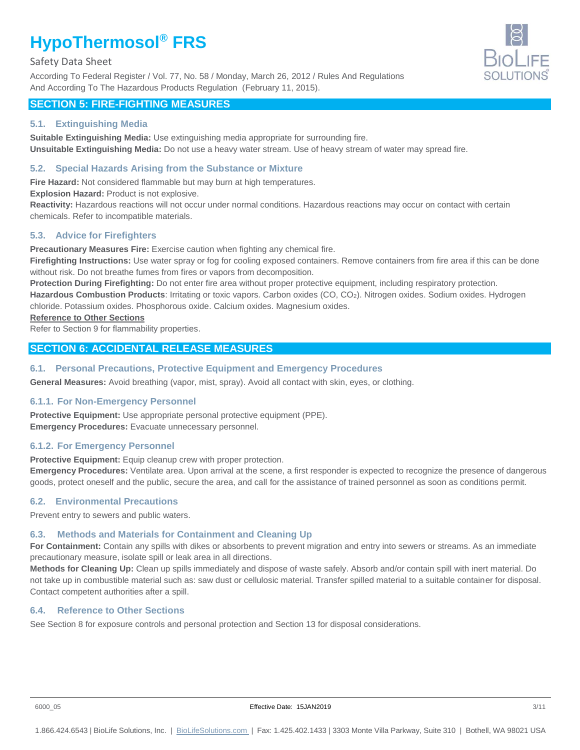## SECTION 5: FIRE-FIGHTING MEASURES

### 5.1. Extinguishing Media

**Suitable Extinguishing Media:** Use extinguishing media appropriate for surrounding fire.
**Unsuitable Extinguishing Media:** Do not use a heavy water stream. Use of heavy stream of water may spread fire.

### 5.2. Special Hazards Arising from the Substance or Mixture

**Fire Hazard:** Not considered flammable but may burn at high temperatures.
**Explosion Hazard:** Product is not explosive.
**Reactivity:** Hazardous reactions will not occur under normal conditions. Hazardous reactions may occur on contact with certain chemicals. Refer to incompatible materials.

### 5.3. Advice for Firefighters

**Precautionary Measures Fire:** Exercise caution when fighting any chemical fire.
**Firefighting Instructions:** Use water spray or fog for cooling exposed containers. Remove containers from fire area if this can be done without risk. Do not breathe fumes from fires or vapors from decomposition.
**Protection During Firefighting:** Do not enter fire area without proper protective equipment, including respiratory protection.
**Hazardous Combustion Products**: Irritating or toxic vapors. Carbon oxides (CO, $CO_2$). Nitrogen oxides. Sodium oxides. Hydrogen chloride. Potassium oxides. Phosphorous oxide. Calcium oxides. Magnesium oxides.

**Reference to Other Sections**

Refer to Section 9 for flammability properties.

## SECTION 6: ACCIDENTAL RELEASE MEASURES

### 6.1. Personal Precautions, Protective Equipment and Emergency Procedures

**General Measures:** Avoid breathing (vapor, mist, spray). Avoid all contact with skin, eyes, or clothing.

#### 6.1.1. For Non-Emergency Personnel

**Protective Equipment:** Use appropriate personal protective equipment (PPE).
**Emergency Procedures:** Evacuate unnecessary personnel.

#### 6.1.2. For Emergency Personnel

**Protective Equipment:** Equip cleanup crew with proper protection.
**Emergency Procedures:** Ventilate area. Upon arrival at the scene, a first responder is expected to recognize the presence of dangerous goods, protect oneself and the public, secure the area, and call for the assistance of trained personnel as soon as conditions permit.

### 6.2. Environmental Precautions

Prevent entry to sewers and public waters.

### 6.3. Methods and Materials for Containment and Cleaning Up

**For Containment:** Contain any spills with dikes or absorbents to prevent migration and entry into sewers or streams. As an immediate precautionary measure, isolate spill or leak area in all directions.
**Methods for Cleaning Up:** Clean up spills immediately and dispose of waste safely. Absorb and/or contain spill with inert material. Do not take up in combustible material such as: saw dust or cellulosic material. Transfer spilled material to a suitable container for disposal. Contact competent authorities after a spill.

### 6.4. Reference to Other Sections

See Section 8 for exposure controls and personal protection and Section 13 for disposal considerations.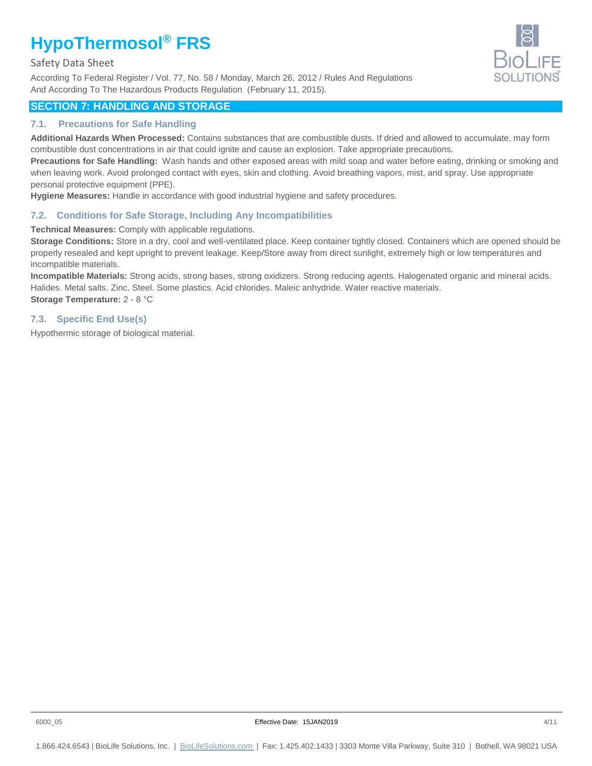## SECTION 7: HANDLING AND STORAGE

### 7.1. Precautions for Safe Handling

**Additional Hazards When Processed:** Contains substances that are combustible dusts. If dried and allowed to accumulate, may form combustible dust concentrations in air that could ignite and cause an explosion. Take appropriate precautions.

**Precautions for Safe Handling:** Wash hands and other exposed areas with mild soap and water before eating, drinking or smoking and when leaving work. Avoid prolonged contact with eyes, skin and clothing. Avoid breathing vapors, mist, and spray. Use appropriate personal protective equipment (PPE).

**Hygiene Measures:** Handle in accordance with good industrial hygiene and safety procedures.

### 7.2. Conditions for Safe Storage, Including Any Incompatibilities

**Technical Measures:** Comply with applicable regulations.

**Storage Conditions:** Store in a dry, cool and well-ventilated place. Keep container tightly closed. Containers which are opened should be properly resealed and kept upright to prevent leakage. Keep/Store away from direct sunlight, extremely high or low temperatures and incompatible materials.

**Incompatible Materials:** Strong acids, strong bases, strong oxidizers. Strong reducing agents. Halogenated organic and mineral acids. Halides. Metal salts. Zinc. Steel. Some plastics. Acid chlorides. Maleic anhydride. Water reactive materials.

**Storage Temperature:** 2 - 8 °C

### 7.3. Specific End Use(s)

Hypothermic storage of biological material.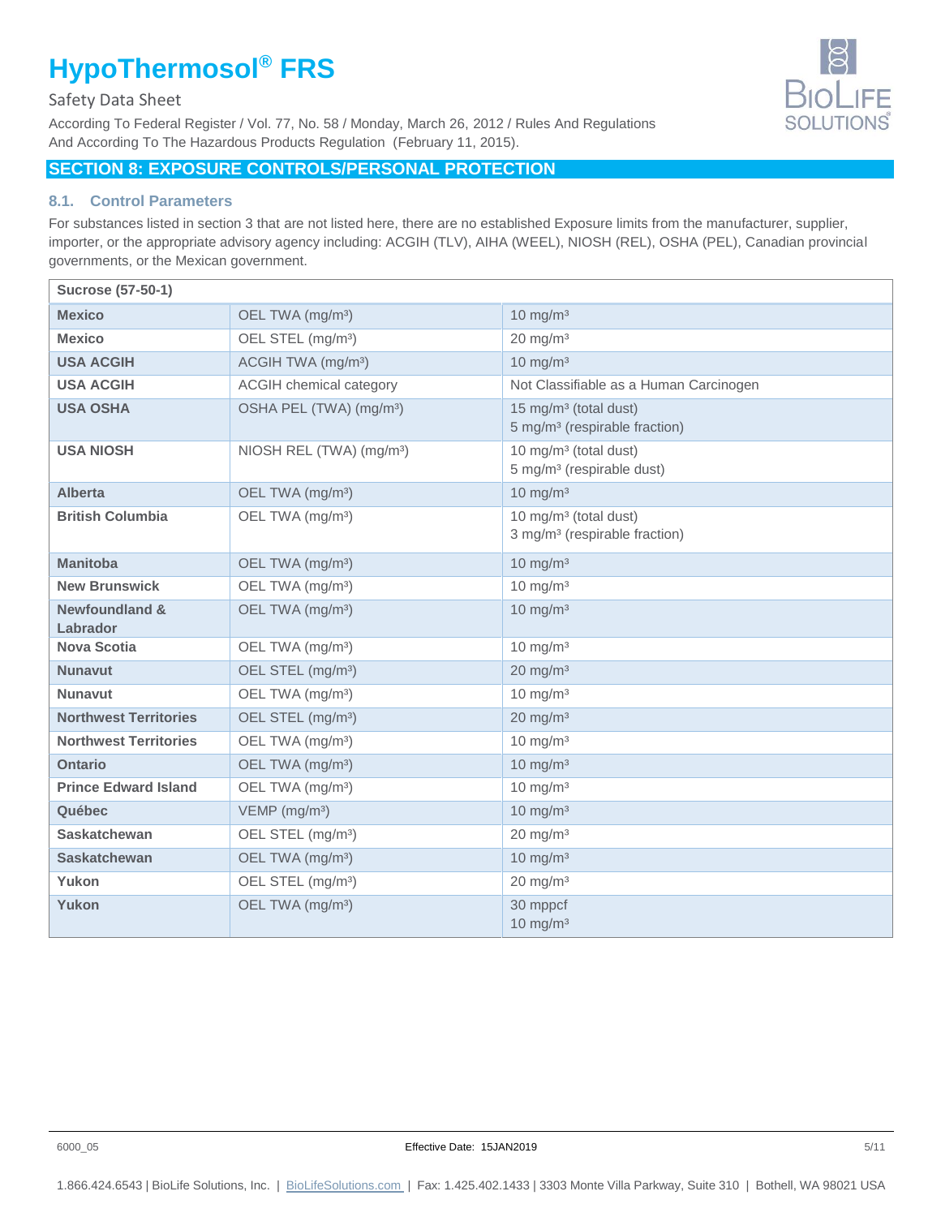## SECTION 8: EXPOSURE CONTROLS/PERSONAL PROTECTION

### 8.1. Control Parameters

For substances listed in section 3 that are not listed here, there are no established Exposure limits from the manufacturer, supplier, importer, or the appropriate advisory agency including: ACGIH (TLV), AIHA (WEEL), NIOSH (REL), OSHA (PEL), Canadian provincial governments, or the Mexican government.

| Sucrose (57-50-1) | | |
|---|---|---|
| **Mexico** | OEL TWA (mg/m³) | 10 mg/m³ |
| **Mexico** | OEL STEL (mg/m³) | 20 mg/m³ |
| **USA ACGIH** | ACGIH TWA (mg/m³) | 10 mg/m³ |
| **USA ACGIH** | ACGIH chemical category | Not Classifiable as a Human Carcinogen |
| **USA OSHA** | OSHA PEL (TWA) (mg/m³) | 15 mg/m³ (total dust)<br>5 mg/m³ (respirable fraction) |
| **USA NIOSH** | NIOSH REL (TWA) (mg/m³) | 10 mg/m³ (total dust)<br>5 mg/m³ (respirable dust) |
| **Alberta** | OEL TWA (mg/m³) | 10 mg/m³ |
| **British Columbia** | OEL TWA (mg/m³) | 10 mg/m³ (total dust)<br>3 mg/m³ (respirable fraction) |
| **Manitoba** | OEL TWA (mg/m³) | 10 mg/m³ |
| **New Brunswick** | OEL TWA (mg/m³) | 10 mg/m³ |
| **Newfoundland & Labrador** | OEL TWA (mg/m³) | 10 mg/m³ |
| **Nova Scotia** | OEL TWA (mg/m³) | 10 mg/m³ |
| **Nunavut** | OEL STEL (mg/m³) | 20 mg/m³ |
| **Nunavut** | OEL TWA (mg/m³) | 10 mg/m³ |
| **Northwest Territories** | OEL STEL (mg/m³) | 20 mg/m³ |
| **Northwest Territories** | OEL TWA (mg/m³) | 10 mg/m³ |
| **Ontario** | OEL TWA (mg/m³) | 10 mg/m³ |
| **Prince Edward Island** | OEL TWA (mg/m³) | 10 mg/m³ |
| **Québec** | VEMP (mg/m³) | 10 mg/m³ |
| **Saskatchewan** | OEL STEL (mg/m³) | 20 mg/m³ |
| **Saskatchewan** | OEL TWA (mg/m³) | 10 mg/m³ |
| **Yukon** | OEL STEL (mg/m³) | 20 mg/m³ |
| **Yukon** | OEL TWA (mg/m³) | 30 mppcf<br>10 mg/m³ |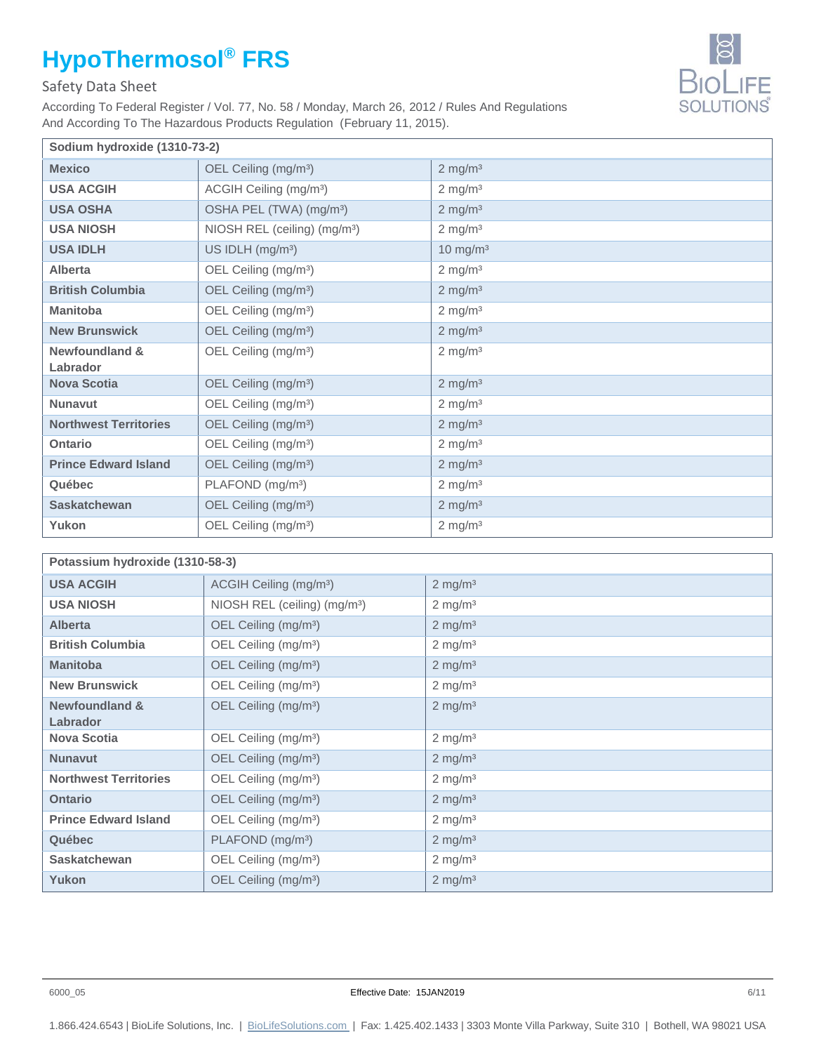| Sodium hydroxide (1310-73-2) | | |
|---|---|---|
| **Mexico** | OEL Ceiling (mg/m³) | 2 mg/m³ |
| **USA ACGIH** | ACGIH Ceiling (mg/m³) | 2 mg/m³ |
| **USA OSHA** | OSHA PEL (TWA) (mg/m³) | 2 mg/m³ |
| **USA NIOSH** | NIOSH REL (ceiling) (mg/m³) | 2 mg/m³ |
| **USA IDLH** | US IDLH (mg/m³) | 10 mg/m³ |
| **Alberta** | OEL Ceiling (mg/m³) | 2 mg/m³ |
| **British Columbia** | OEL Ceiling (mg/m³) | 2 mg/m³ |
| **Manitoba** | OEL Ceiling (mg/m³) | 2 mg/m³ |
| **New Brunswick** | OEL Ceiling (mg/m³) | 2 mg/m³ |
| **Newfoundland & Labrador** | OEL Ceiling (mg/m³) | 2 mg/m³ |
| **Nova Scotia** | OEL Ceiling (mg/m³) | 2 mg/m³ |
| **Nunavut** | OEL Ceiling (mg/m³) | 2 mg/m³ |
| **Northwest Territories** | OEL Ceiling (mg/m³) | 2 mg/m³ |
| **Ontario** | OEL Ceiling (mg/m³) | 2 mg/m³ |
| **Prince Edward Island** | OEL Ceiling (mg/m³) | 2 mg/m³ |
| **Québec** | PLAFOND (mg/m³) | 2 mg/m³ |
| **Saskatchewan** | OEL Ceiling (mg/m³) | 2 mg/m³ |
| **Yukon** | OEL Ceiling (mg/m³) | 2 mg/m³ |

| Potassium hydroxide (1310-58-3) | | |
|---|---|---|
| **USA ACGIH** | ACGIH Ceiling (mg/m³) | 2 mg/m³ |
| **USA NIOSH** | NIOSH REL (ceiling) (mg/m³) | 2 mg/m³ |
| **Alberta** | OEL Ceiling (mg/m³) | 2 mg/m³ |
| **British Columbia** | OEL Ceiling (mg/m³) | 2 mg/m³ |
| **Manitoba** | OEL Ceiling (mg/m³) | 2 mg/m³ |
| **New Brunswick** | OEL Ceiling (mg/m³) | 2 mg/m³ |
| **Newfoundland & Labrador** | OEL Ceiling (mg/m³) | 2 mg/m³ |
| **Nova Scotia** | OEL Ceiling (mg/m³) | 2 mg/m³ |
| **Nunavut** | OEL Ceiling (mg/m³) | 2 mg/m³ |
| **Northwest Territories** | OEL Ceiling (mg/m³) | 2 mg/m³ |
| **Ontario** | OEL Ceiling (mg/m³) | 2 mg/m³ |
| **Prince Edward Island** | OEL Ceiling (mg/m³) | 2 mg/m³ |
| **Québec** | PLAFOND (mg/m³) | 2 mg/m³ |
| **Saskatchewan** | OEL Ceiling (mg/m³) | 2 mg/m³ |
| **Yukon** | OEL Ceiling (mg/m³) | 2 mg/m³ |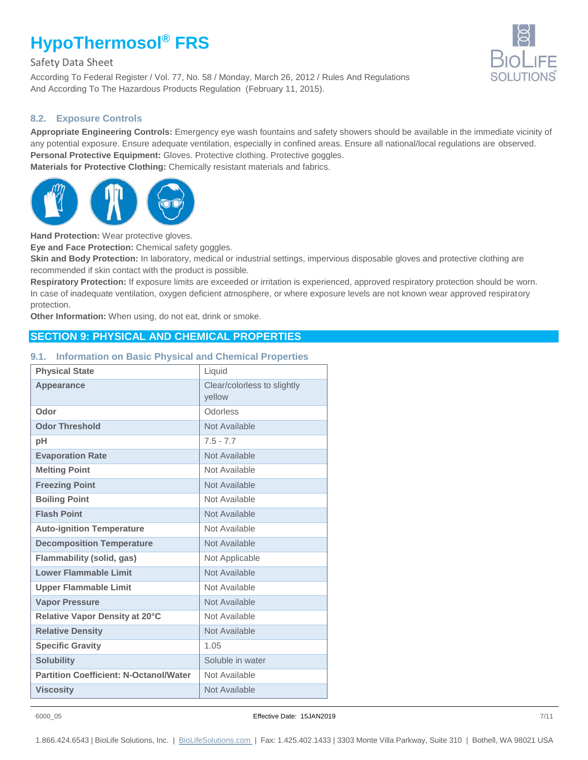## 8.2. Exposure Controls

**Appropriate Engineering Controls:** Emergency eye wash fountains and safety showers should be available in the immediate vicinity of any potential exposure. Ensure adequate ventilation, especially in confined areas. Ensure all national/local regulations are observed.
**Personal Protective Equipment:** Gloves. Protective clothing. Protective goggles.
**Materials for Protective Clothing:** Chemically resistant materials and fabrics.

**Hand Protection:** Wear protective gloves.
**Eye and Face Protection:** Chemical safety goggles.
**Skin and Body Protection:** In laboratory, medical or industrial settings, impervious disposable gloves and protective clothing are recommended if skin contact with the product is possible.
**Respiratory Protection:** If exposure limits are exceeded or irritation is experienced, approved respiratory protection should be worn. In case of inadequate ventilation, oxygen deficient atmosphere, or where exposure levels are not known wear approved respiratory protection.
**Other Information:** When using, do not eat, drink or smoke.

# SECTION 9: PHYSICAL AND CHEMICAL PROPERTIES

## 9.1. Information on Basic Physical and Chemical Properties

| Property | Value |
|---|---|
| **Physical State** | Liquid |
| **Appearance** | Clear/colorless to slightly yellow |
| **Odor** | Odorless |
| **Odor Threshold** | Not Available |
| **pH** | 7.5 - 7.7 |
| **Evaporation Rate** | Not Available |
| **Melting Point** | Not Available |
| **Freezing Point** | Not Available |
| **Boiling Point** | Not Available |
| **Flash Point** | Not Available |
| **Auto-ignition Temperature** | Not Available |
| **Decomposition Temperature** | Not Available |
| **Flammability (solid, gas)** | Not Applicable |
| **Lower Flammable Limit** | Not Available |
| **Upper Flammable Limit** | Not Available |
| **Vapor Pressure** | Not Available |
| **Relative Vapor Density at 20°C** | Not Available |
| **Relative Density** | Not Available |
| **Specific Gravity** | 1.05 |
| **Solubility** | Soluble in water |
| **Partition Coefficient: N-Octanol/Water** | Not Available |
| **Viscosity** | Not Available |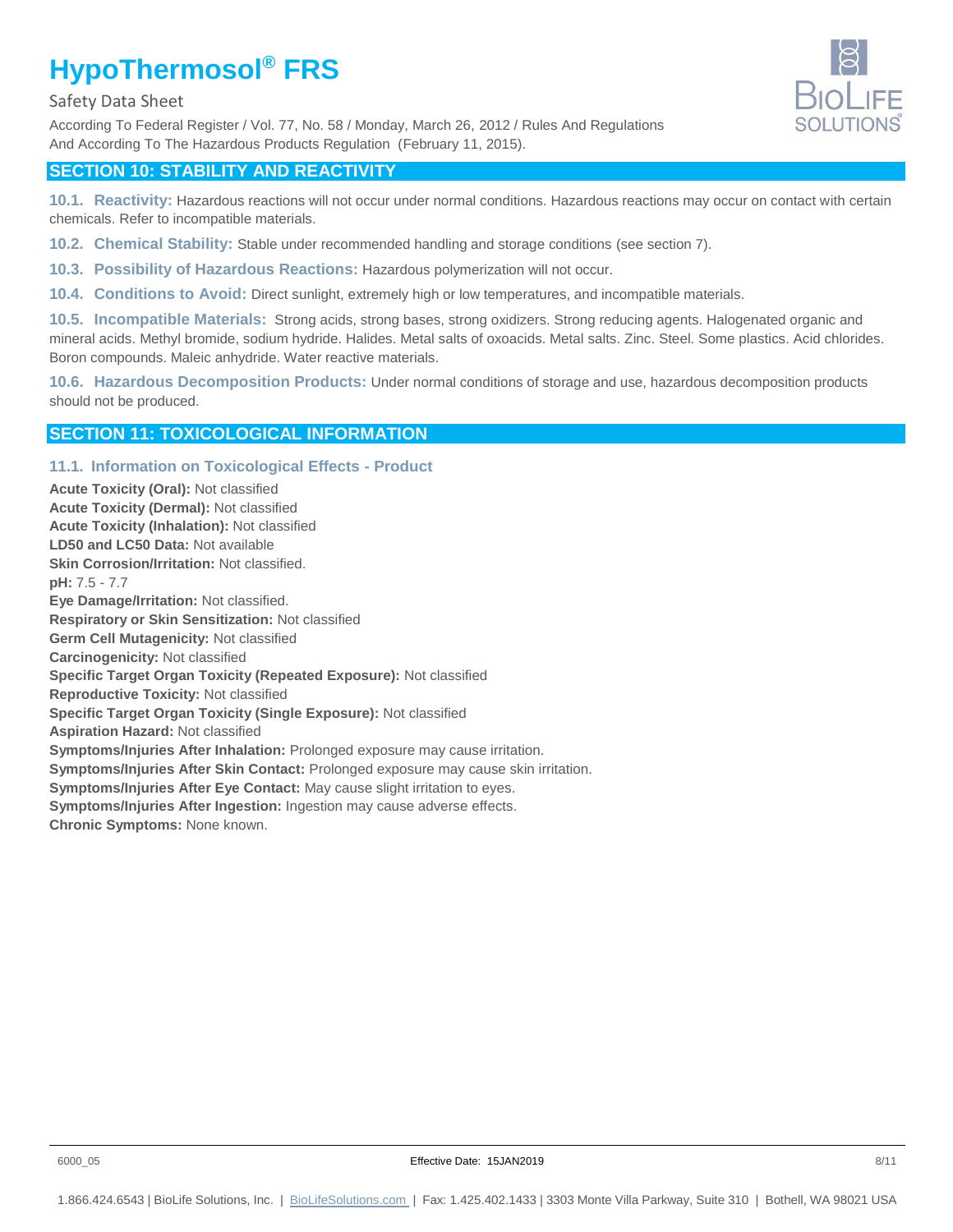## SECTION 10: STABILITY AND REACTIVITY

**10.1. Reactivity:** Hazardous reactions will not occur under normal conditions. Hazardous reactions may occur on contact with certain chemicals. Refer to incompatible materials.

**10.2. Chemical Stability:** Stable under recommended handling and storage conditions (see section 7).

**10.3. Possibility of Hazardous Reactions:** Hazardous polymerization will not occur.

**10.4. Conditions to Avoid:** Direct sunlight, extremely high or low temperatures, and incompatible materials.

**10.5. Incompatible Materials:** Strong acids, strong bases, strong oxidizers. Strong reducing agents. Halogenated organic and mineral acids. Methyl bromide, sodium hydride. Halides. Metal salts of oxoacids. Metal salts. Zinc. Steel. Some plastics. Acid chlorides. Boron compounds. Maleic anhydride. Water reactive materials.

**10.6. Hazardous Decomposition Products:** Under normal conditions of storage and use, hazardous decomposition products should not be produced.

## SECTION 11: TOXICOLOGICAL INFORMATION

### 11.1. Information on Toxicological Effects - Product

**Acute Toxicity (Oral):** Not classified
**Acute Toxicity (Dermal):** Not classified
**Acute Toxicity (Inhalation):** Not classified
**LD50 and LC50 Data:** Not available
**Skin Corrosion/Irritation:** Not classified.
**pH:** 7.5 - 7.7
**Eye Damage/Irritation:** Not classified.
**Respiratory or Skin Sensitization:** Not classified
**Germ Cell Mutagenicity:** Not classified
**Carcinogenicity:** Not classified
**Specific Target Organ Toxicity (Repeated Exposure):** Not classified
**Reproductive Toxicity:** Not classified
**Specific Target Organ Toxicity (Single Exposure):** Not classified
**Aspiration Hazard:** Not classified
**Symptoms/Injuries After Inhalation:** Prolonged exposure may cause irritation.
**Symptoms/Injuries After Skin Contact:** Prolonged exposure may cause skin irritation.
**Symptoms/Injuries After Eye Contact:** May cause slight irritation to eyes.
**Symptoms/Injuries After Ingestion:** Ingestion may cause adverse effects.
**Chronic Symptoms:** None known.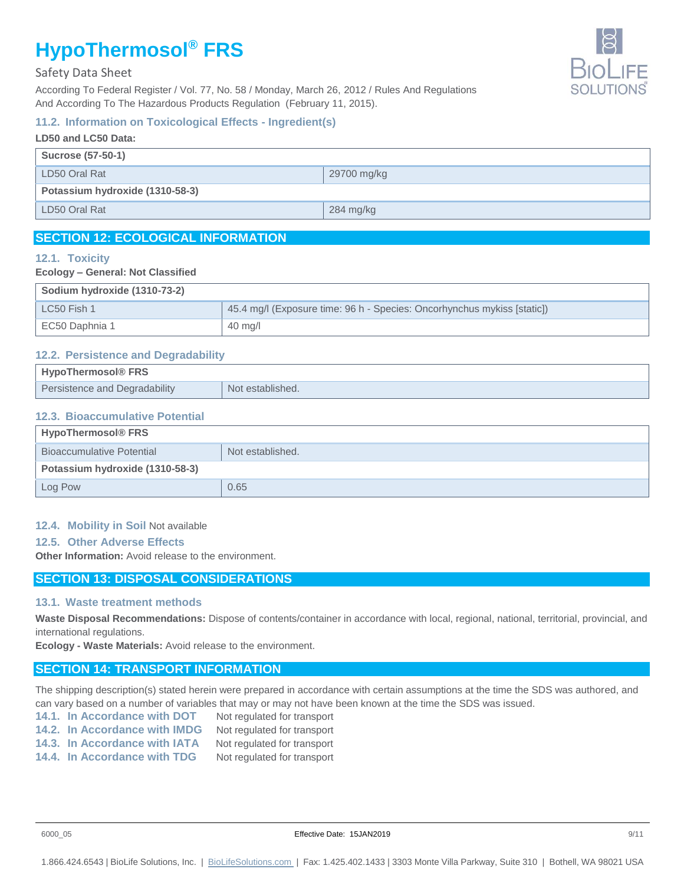### 11.2. Information on Toxicological Effects - Ingredient(s)

**LD50 and LC50 Data:**

| Sucrose (57-50-1) | |
|---|---|
| LD50 Oral Rat | 29700 mg/kg |
| **Potassium hydroxide (1310-58-3)** | |
| LD50 Oral Rat | 284 mg/kg |

## SECTION 12: ECOLOGICAL INFORMATION

### 12.1. Toxicity

**Ecology – General: Not Classified**

| Sodium hydroxide (1310-73-2) | |
|---|---|
| LC50 Fish 1 | 45.4 mg/l (Exposure time: 96 h - Species: Oncorhynchus mykiss [static]) |
| EC50 Daphnia 1 | 40 mg/l |

### 12.2. Persistence and Degradability

| HypoThermosol® FRS | |
|---|---|
| Persistence and Degradability | Not established. |

### 12.3. Bioaccumulative Potential

| HypoThermosol® FRS | |
|---|---|
| Bioaccumulative Potential | Not established. |
| **Potassium hydroxide (1310-58-3)** | |
| Log Pow | 0.65 |

### 12.4. Mobility in Soil Not available

### 12.5. Other Adverse Effects

**Other Information:** Avoid release to the environment.

## SECTION 13: DISPOSAL CONSIDERATIONS

### 13.1. Waste treatment methods

**Waste Disposal Recommendations:** Dispose of contents/container in accordance with local, regional, national, territorial, provincial, and international regulations.

**Ecology - Waste Materials:** Avoid release to the environment.

## SECTION 14: TRANSPORT INFORMATION

The shipping description(s) stated herein were prepared in accordance with certain assumptions at the time the SDS was authored, and can vary based on a number of variables that may or may not have been known at the time the SDS was issued.

**14.1. In Accordance with DOT** Not regulated for transport

**14.2. In Accordance with IMDG** Not regulated for transport

**14.3. In Accordance with IATA** Not regulated for transport

**14.4. In Accordance with TDG** Not regulated for transport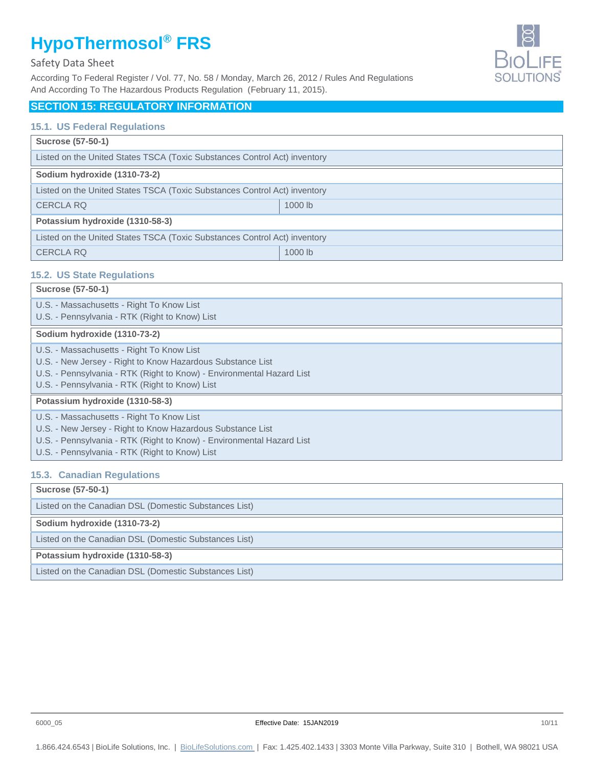## SECTION 15: REGULATORY INFORMATION

### 15.1. US Federal Regulations

| Sucrose (57-50-1) | |
|---|---|
| Listed on the United States TSCA (Toxic Substances Control Act) inventory | |

| Sodium hydroxide (1310-73-2) | |
|---|---|
| Listed on the United States TSCA (Toxic Substances Control Act) inventory | |
| CERCLA RQ | 1000 lb |

| Potassium hydroxide (1310-58-3) | |
|---|---|
| Listed on the United States TSCA (Toxic Substances Control Act) inventory | |
| CERCLA RQ | 1000 lb |

### 15.2. US State Regulations

**Sucrose (57-50-1)**

U.S. - Massachusetts - Right To Know List
U.S. - Pennsylvania - RTK (Right to Know) List

**Sodium hydroxide (1310-73-2)**

U.S. - Massachusetts - Right To Know List
U.S. - New Jersey - Right to Know Hazardous Substance List
U.S. - Pennsylvania - RTK (Right to Know) - Environmental Hazard List
U.S. - Pennsylvania - RTK (Right to Know) List

**Potassium hydroxide (1310-58-3)**

U.S. - Massachusetts - Right To Know List
U.S. - New Jersey - Right to Know Hazardous Substance List
U.S. - Pennsylvania - RTK (Right to Know) - Environmental Hazard List
U.S. - Pennsylvania - RTK (Right to Know) List

### 15.3. Canadian Regulations

**Sucrose (57-50-1)**

Listed on the Canadian DSL (Domestic Substances List)

**Sodium hydroxide (1310-73-2)**

Listed on the Canadian DSL (Domestic Substances List)

**Potassium hydroxide (1310-58-3)**

Listed on the Canadian DSL (Domestic Substances List)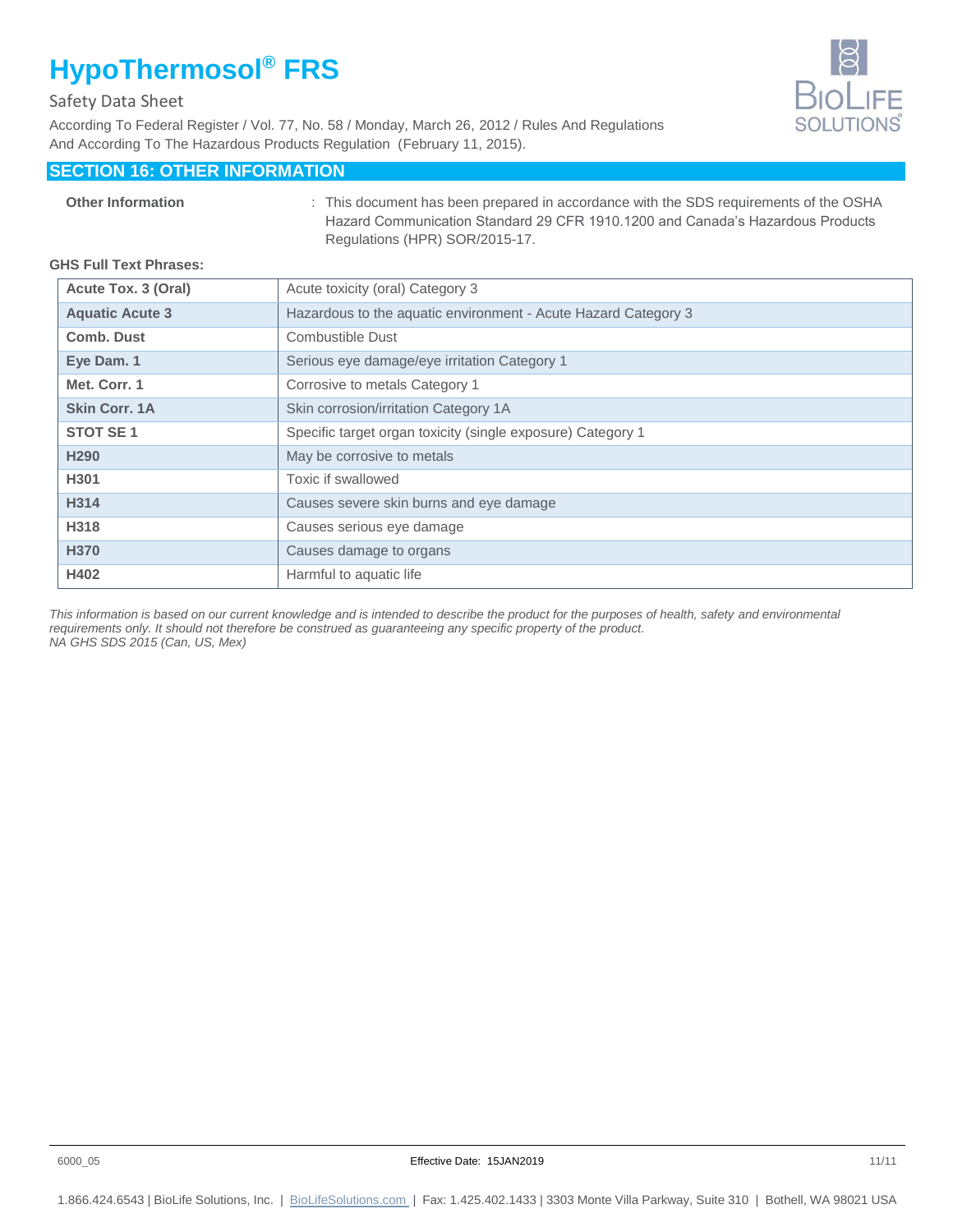## SECTION 16: OTHER INFORMATION

**Other Information** : This document has been prepared in accordance with the SDS requirements of the OSHA Hazard Communication Standard 29 CFR 1910.1200 and Canada's Hazardous Products Regulations (HPR) SOR/2015-17.

**GHS Full Text Phrases:**

| | |
|---|---|
| **Acute Tox. 3 (Oral)** | Acute toxicity (oral) Category 3 |
| **Aquatic Acute 3** | Hazardous to the aquatic environment - Acute Hazard Category 3 |
| **Comb. Dust** | Combustible Dust |
| **Eye Dam. 1** | Serious eye damage/eye irritation Category 1 |
| **Met. Corr. 1** | Corrosive to metals Category 1 |
| **Skin Corr. 1A** | Skin corrosion/irritation Category 1A |
| **STOT SE 1** | Specific target organ toxicity (single exposure) Category 1 |
| **H290** | May be corrosive to metals |
| **H301** | Toxic if swallowed |
| **H314** | Causes severe skin burns and eye damage |
| **H318** | Causes serious eye damage |
| **H370** | Causes damage to organs |
| **H402** | Harmful to aquatic life |

*This information is based on our current knowledge and is intended to describe the product for the purposes of health, safety and environmental requirements only. It should not therefore be construed as guaranteeing any specific property of the product.*
*NA GHS SDS 2015 (Can, US, Mex)*